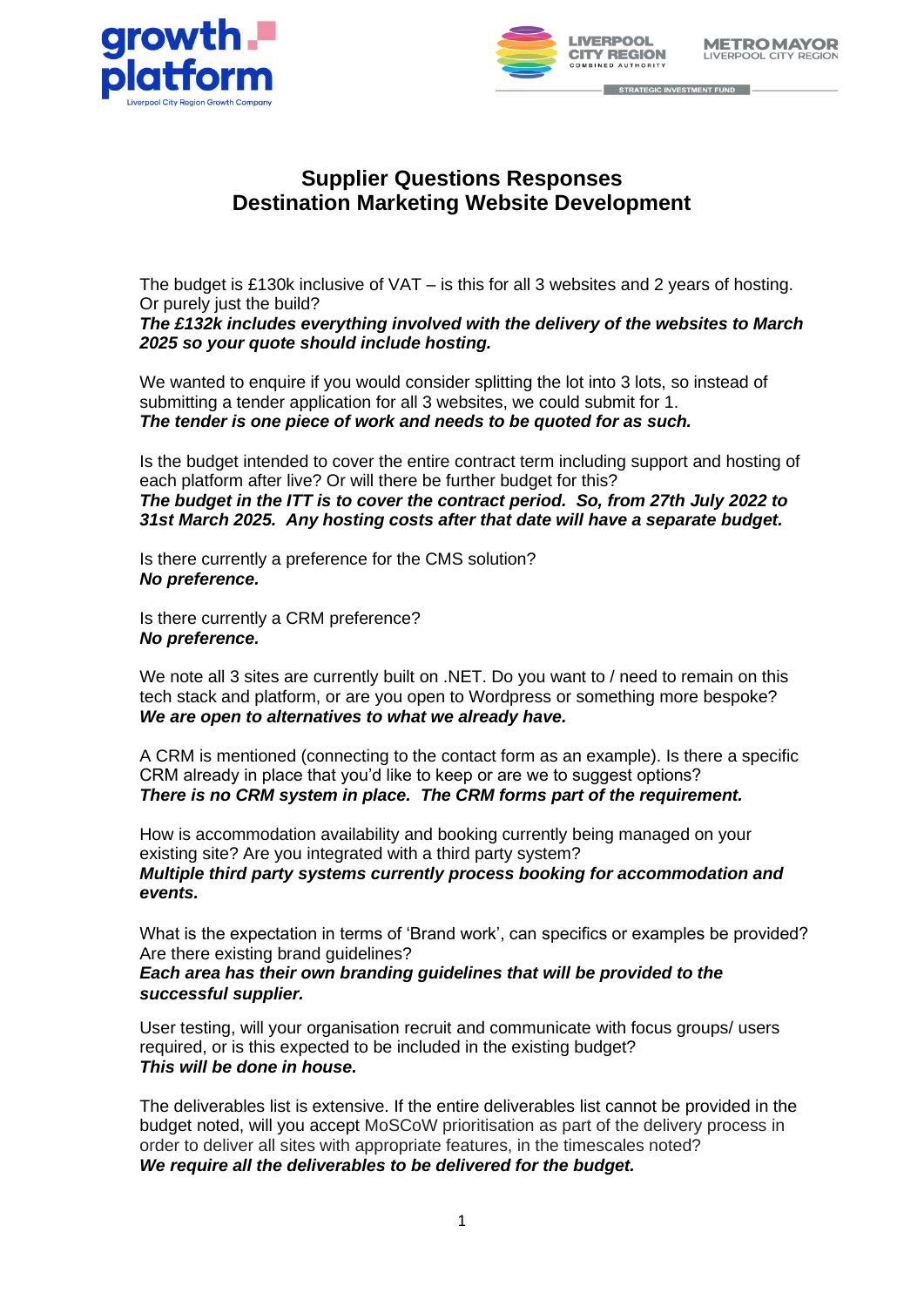# Supplier Questions Responses
# Destination Marketing Website Development

The budget is £130k inclusive of VAT – is this for all 3 websites and 2 years of hosting. Or purely just the build?
***The £132k includes everything involved with the delivery of the websites to March 2025 so your quote should include hosting.***

We wanted to enquire if you would consider splitting the lot into 3 lots, so instead of submitting a tender application for all 3 websites, we could submit for 1.
***The tender is one piece of work and needs to be quoted for as such.***

Is the budget intended to cover the entire contract term including support and hosting of each platform after live? Or will there be further budget for this?
***The budget in the ITT is to cover the contract period. So, from 27th July 2022 to 31st March 2025. Any hosting costs after that date will have a separate budget.***

Is there currently a preference for the CMS solution?
***No preference.***

Is there currently a CRM preference?
***No preference.***

We note all 3 sites are currently built on .NET. Do you want to / need to remain on this tech stack and platform, or are you open to Wordpress or something more bespoke?
***We are open to alternatives to what we already have.***

A CRM is mentioned (connecting to the contact form as an example). Is there a specific CRM already in place that you'd like to keep or are we to suggest options?
***There is no CRM system in place. The CRM forms part of the requirement.***

How is accommodation availability and booking currently being managed on your existing site? Are you integrated with a third party system?
***Multiple third party systems currently process booking for accommodation and events.***

What is the expectation in terms of 'Brand work', can specifics or examples be provided? Are there existing brand guidelines?
***Each area has their own branding guidelines that will be provided to the successful supplier.***

User testing, will your organisation recruit and communicate with focus groups/ users required, or is this expected to be included in the existing budget?
***This will be done in house.***

The deliverables list is extensive. If the entire deliverables list cannot be provided in the budget noted, will you accept MoSCoW prioritisation as part of the delivery process in order to deliver all sites with appropriate features, in the timescales noted?
***We require all the deliverables to be delivered for the budget.***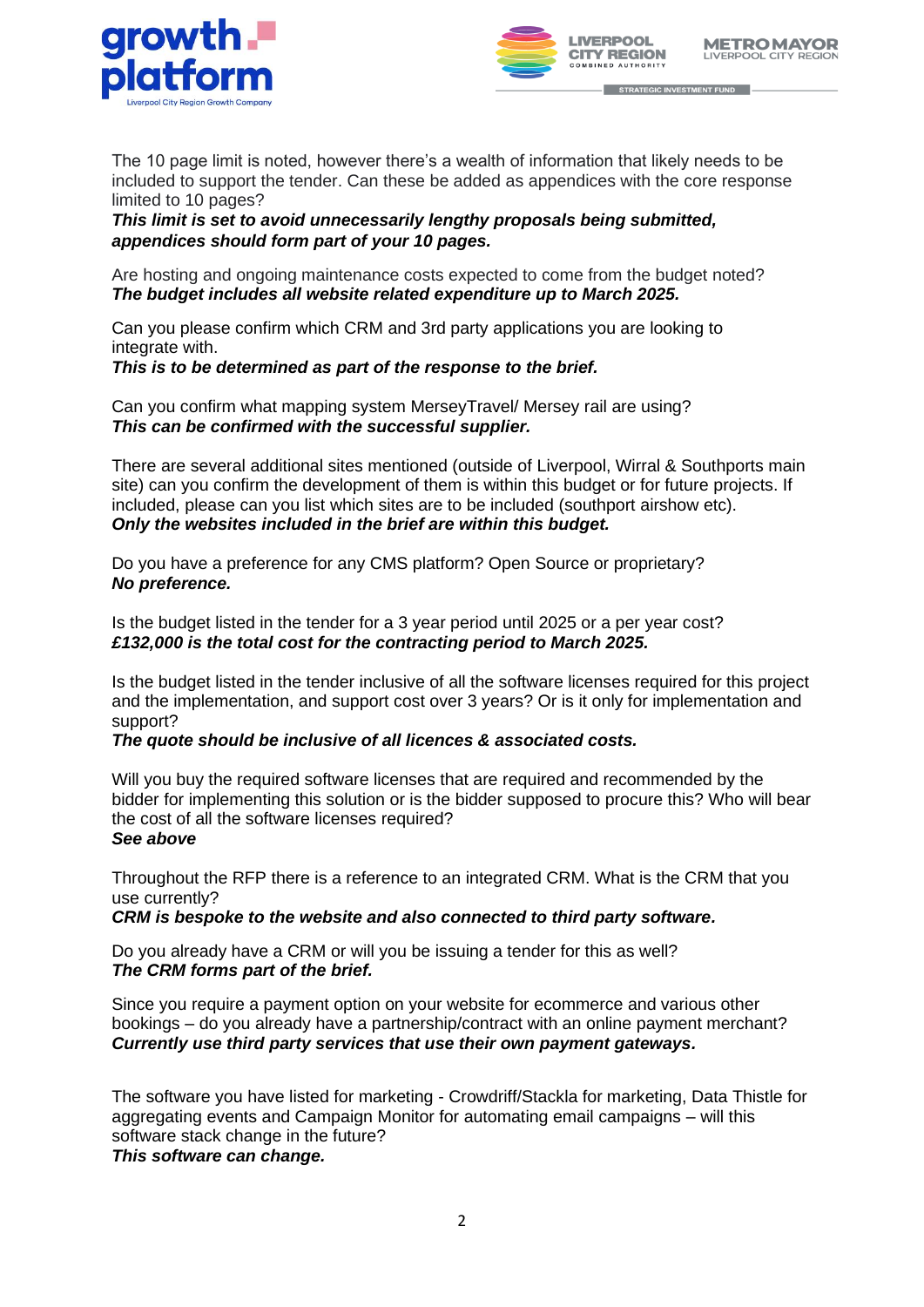The 10 page limit is noted, however there's a wealth of information that likely needs to be included to support the tender. Can these be added as appendices with the core response limited to 10 pages?
***This limit is set to avoid unnecessarily lengthy proposals being submitted, appendices should form part of your 10 pages.***

Are hosting and ongoing maintenance costs expected to come from the budget noted?
***The budget includes all website related expenditure up to March 2025.***

Can you please confirm which CRM and 3rd party applications you are looking to integrate with.
***This is to be determined as part of the response to the brief.***

Can you confirm what mapping system MerseyTravel/ Mersey rail are using?
***This can be confirmed with the successful supplier.***

There are several additional sites mentioned (outside of Liverpool, Wirral & Southports main site) can you confirm the development of them is within this budget or for future projects. If included, please can you list which sites are to be included (southport airshow etc).
***Only the websites included in the brief are within this budget.***

Do you have a preference for any CMS platform? Open Source or proprietary?
***No preference.***

Is the budget listed in the tender for a 3 year period until 2025 or a per year cost?
***£132,000 is the total cost for the contracting period to March 2025.***

Is the budget listed in the tender inclusive of all the software licenses required for this project and the implementation, and support cost over 3 years? Or is it only for implementation and support?
***The quote should be inclusive of all licences & associated costs.***

Will you buy the required software licenses that are required and recommended by the bidder for implementing this solution or is the bidder supposed to procure this? Who will bear the cost of all the software licenses required?
***See above***

Throughout the RFP there is a reference to an integrated CRM. What is the CRM that you use currently?
***CRM is bespoke to the website and also connected to third party software.***

Do you already have a CRM or will you be issuing a tender for this as well?
***The CRM forms part of the brief.***

Since you require a payment option on your website for ecommerce and various other bookings – do you already have a partnership/contract with an online payment merchant?
***Currently use third party services that use their own payment gateways.***

The software you have listed for marketing - Crowdriff/Stackla for marketing, Data Thistle for aggregating events and Campaign Monitor for automating email campaigns – will this software stack change in the future?
***This software can change.***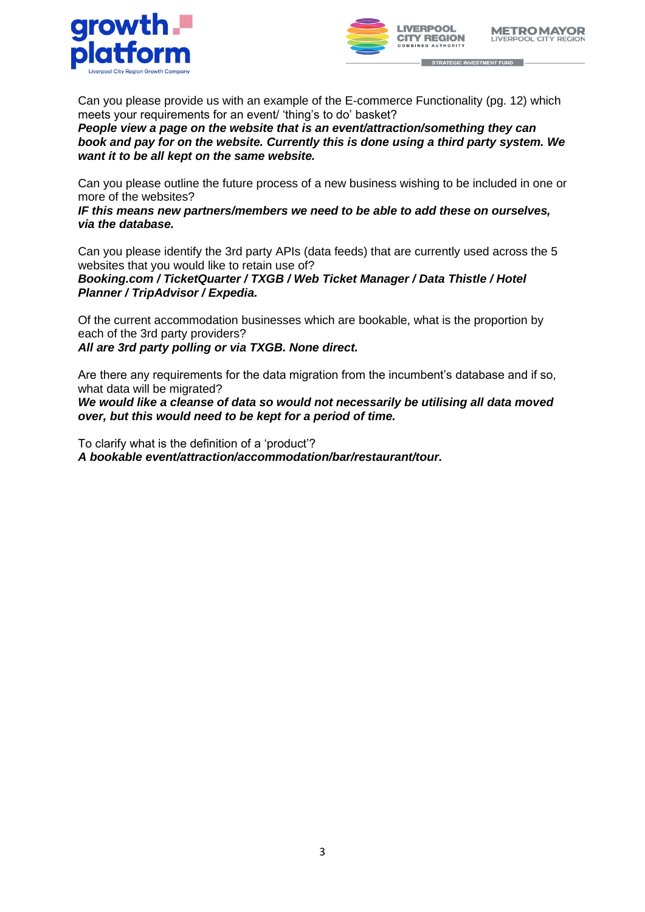Can you please provide us with an example of the E-commerce Functionality (pg. 12) which meets your requirements for an event/ ‘thing’s to do’ basket?

***People view a page on the website that is an event/attraction/something they can book and pay for on the website. Currently this is done using a third party system. We want it to be all kept on the same website.***

Can you please outline the future process of a new business wishing to be included in one or more of the websites?

***IF this means new partners/members we need to be able to add these on ourselves, via the database.***

Can you please identify the 3rd party APIs (data feeds) that are currently used across the 5 websites that you would like to retain use of?

***Booking.com / TicketQuarter / TXGB / Web Ticket Manager / Data Thistle / Hotel Planner / TripAdvisor / Expedia.***

Of the current accommodation businesses which are bookable, what is the proportion by each of the 3rd party providers?

***All are 3rd party polling or via TXGB. None direct.***

Are there any requirements for the data migration from the incumbent’s database and if so, what data will be migrated?

***We would like a cleanse of data so would not necessarily be utilising all data moved over, but this would need to be kept for a period of time.***

To clarify what is the definition of a ‘product’?

***A bookable event/attraction/accommodation/bar/restaurant/tour.***